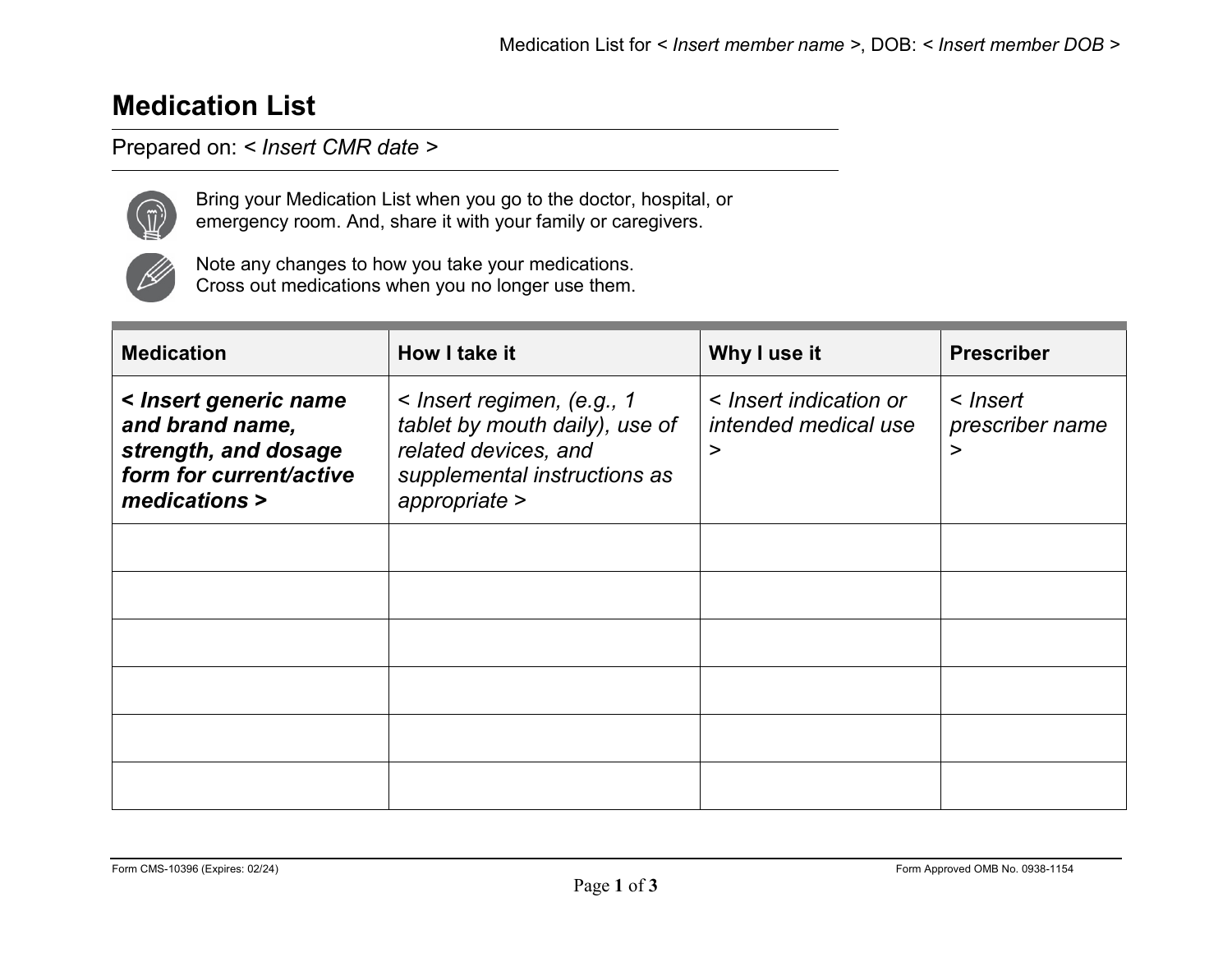Medication List for < *Insert member name* >, DOB: < *Insert member DOB* >

# Medication List

Prepared on: < *Insert CMR date* >

Bring your Medication List when you go to the doctor, hospital, or emergency room. And, share it with your family or caregivers.

Note any changes to how you take your medications.
Cross out medications when you no longer use them.

| Medication | How I take it | Why I use it | Prescriber |
|---|---|---|---|
| **< *Insert generic name and brand name, strength, and dosage form for current/active medications* >** | < *Insert regimen, (e.g., 1 tablet by mouth daily), use of related devices, and supplemental instructions as appropriate* > | < *Insert indication or intended medical use* > | < *Insert prescriber name* > |
| | | | |
| | | | |
| | | | |
| | | | |
| | | | |
| | | | |

Form CMS-10396 (Expires: 02/24)

Form Approved OMB No. 0938-1154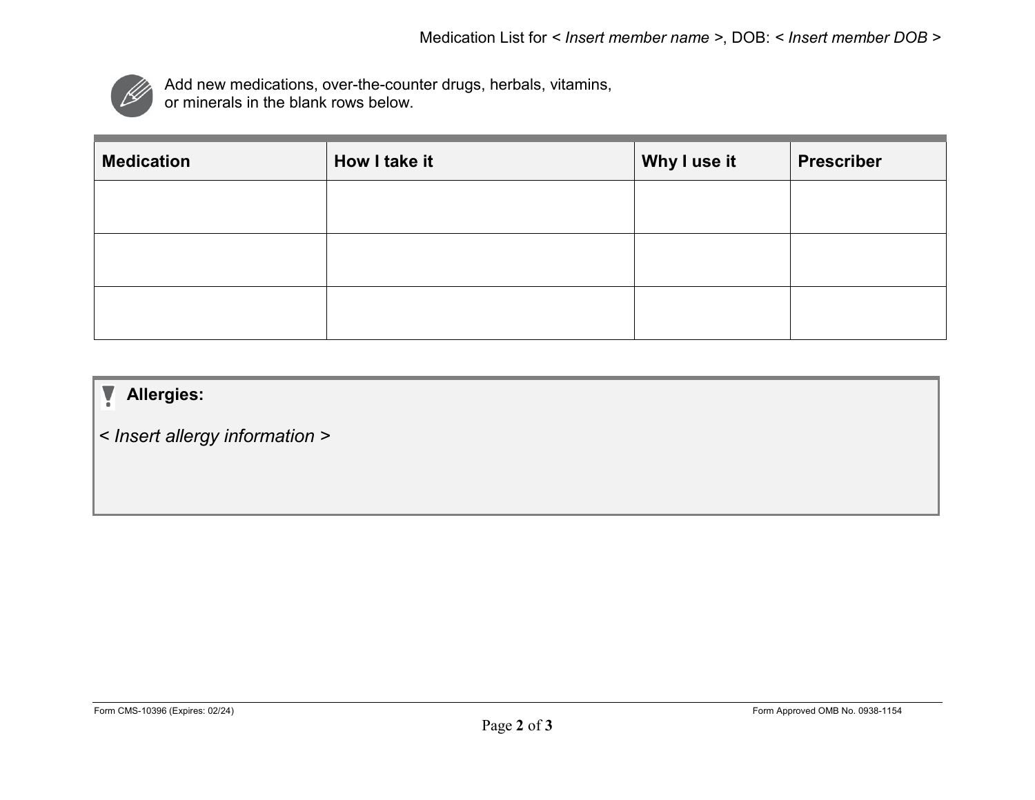Medication List for < *Insert member name* >, DOB: < *Insert member DOB* >

Add new medications, over-the-counter drugs, herbals, vitamins, or minerals in the blank rows below.

| Medication | How I take it | Why I use it | Prescriber |
|---|---|---|---|
| | | | |
| | | | |
| | | | |

**Allergies:**

< *Insert allergy information* >

Form CMS-10396 (Expires: 02/24)

Form Approved OMB No. 0938-1154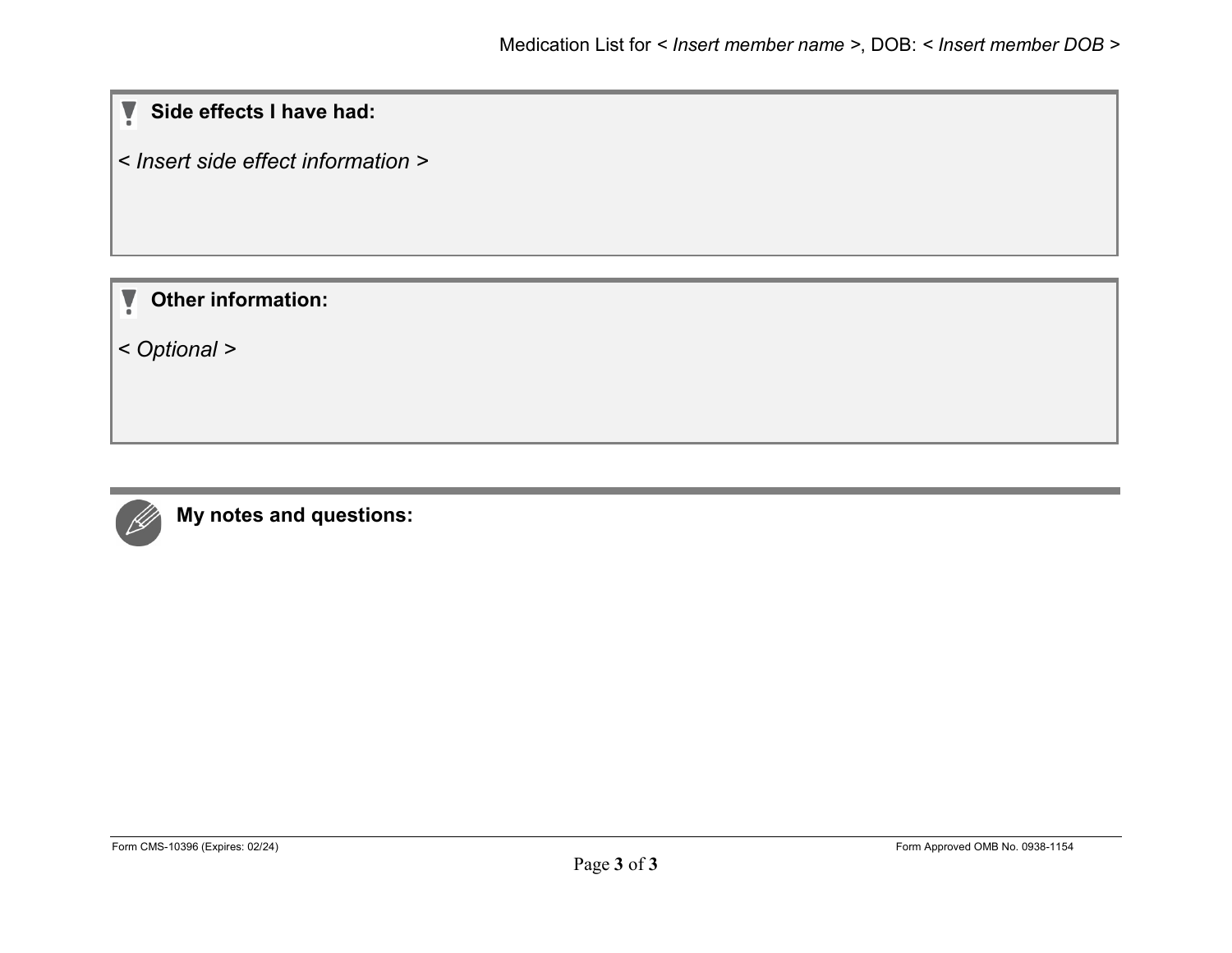Medication List for < *Insert member name* >, DOB: < *Insert member DOB* >

**Side effects I have had:**

< *Insert side effect information* >

**Other information:**

< *Optional* >

**My notes and questions:**

Form CMS-10396 (Expires: 02/24)

Form Approved OMB No. 0938-1154